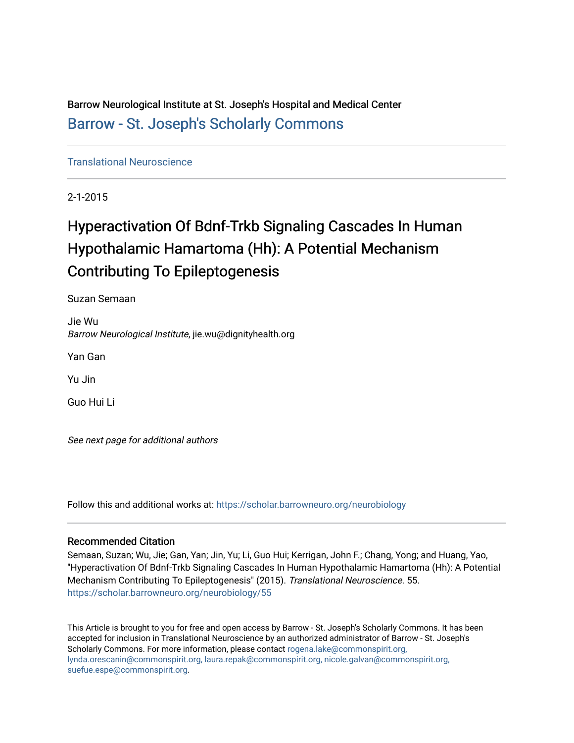Barrow Neurological Institute at St. Joseph's Hospital and Medical Center

Barrow - St. Joseph's Scholarly Commons

Translational Neuroscience

2-1-2015

# Hyperactivation Of Bdnf-Trkb Signaling Cascades In Human Hypothalamic Hamartoma (Hh): A Potential Mechanism Contributing To Epileptogenesis

Suzan Semaan

Jie Wu
*Barrow Neurological Institute*, jie.wu@dignityhealth.org

Yan Gan

Yu Jin

Guo Hui Li

*See next page for additional authors*

Follow this and additional works at: https://scholar.barrowneuro.org/neurobiology

## Recommended Citation

Semaan, Suzan; Wu, Jie; Gan, Yan; Jin, Yu; Li, Guo Hui; Kerrigan, John F.; Chang, Yong; and Huang, Yao, "Hyperactivation Of Bdnf-Trkb Signaling Cascades In Human Hypothalamic Hamartoma (Hh): A Potential Mechanism Contributing To Epileptogenesis" (2015). *Translational Neuroscience*. 55.
https://scholar.barrowneuro.org/neurobiology/55

This Article is brought to you for free and open access by Barrow - St. Joseph's Scholarly Commons. It has been accepted for inclusion in Translational Neuroscience by an authorized administrator of Barrow - St. Joseph's Scholarly Commons. For more information, please contact rogena.lake@commonspirit.org, lynda.orescanin@commonspirit.org, laura.repak@commonspirit.org, nicole.galvan@commonspirit.org, suefue.espe@commonspirit.org.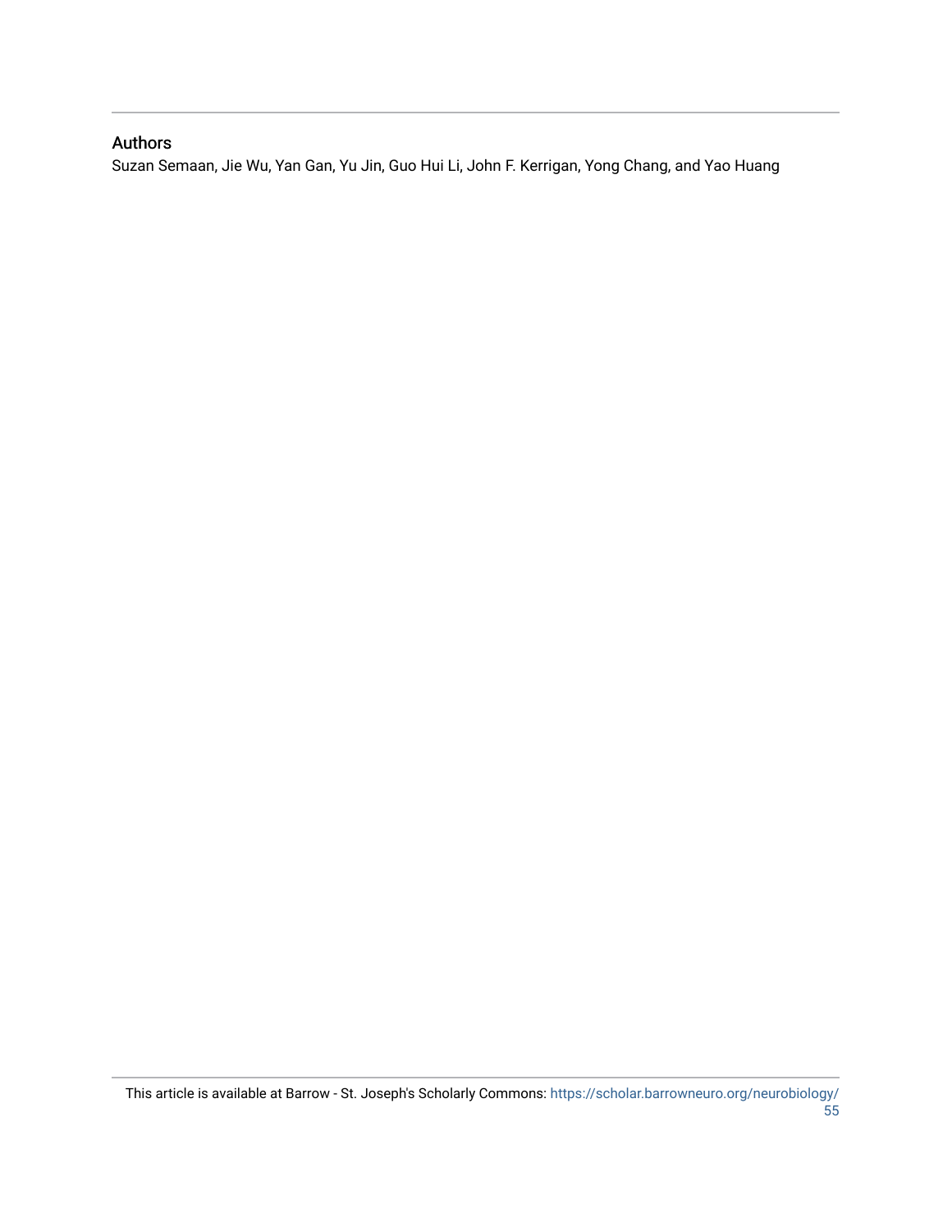## Authors

Suzan Semaan, Jie Wu, Yan Gan, Yu Jin, Guo Hui Li, John F. Kerrigan, Yong Chang, and Yao Huang

This article is available at Barrow - St. Joseph's Scholarly Commons: https://scholar.barrowneuro.org/neurobiology/55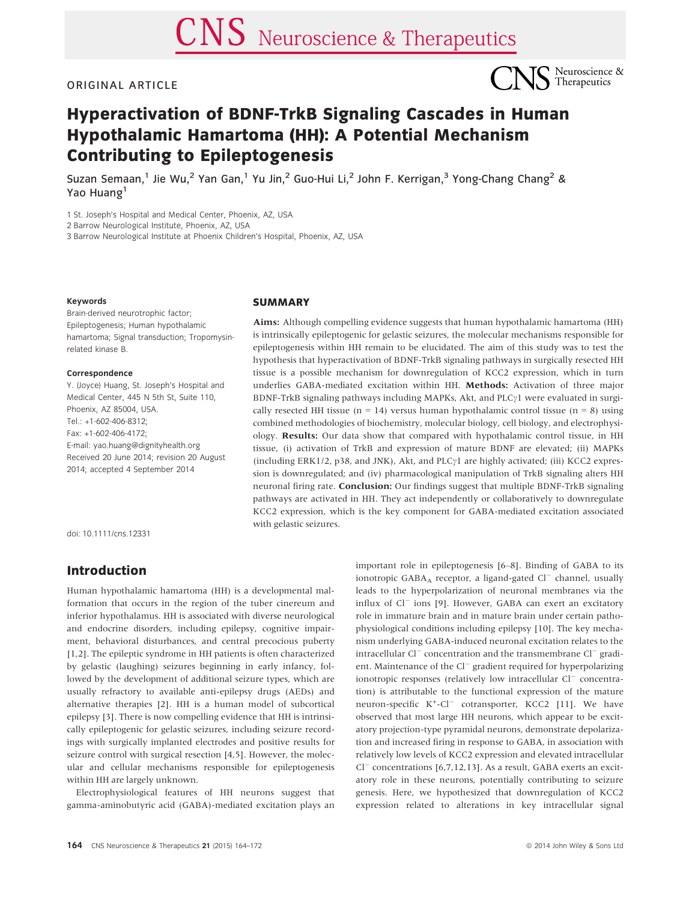ORIGINAL ARTICLE

# Hyperactivation of BDNF-TrkB Signaling Cascades in Human Hypothalamic Hamartoma (HH): A Potential Mechanism Contributing to Epileptogenesis

Suzan Semaan,[1] Jie Wu,[2] Yan Gan,[1] Yu Jin,[2] Guo-Hui Li,[2] John F. Kerrigan,[3] Yong-Chang Chang[2] & Yao Huang[1]

1 St. Joseph's Hospital and Medical Center, Phoenix, AZ, USA
2 Barrow Neurological Institute, Phoenix, AZ, USA
3 Barrow Neurological Institute at Phoenix Children's Hospital, Phoenix, AZ, USA

**Keywords**

Brain-derived neurotrophic factor; Epileptogenesis; Human hypothalamic hamartoma; Signal transduction; Tropomysin-related kinase B.

**Correspondence**

Y. (Joyce) Huang, St. Joseph's Hospital and Medical Center, 445 N 5th St, Suite 110, Phoenix, AZ 85004, USA.
Tel.: +1-602-406-8312;
Fax: +1-602-406-4172;
E-mail: yao.huang@dignityhealth.org
Received 20 June 2014; revision 20 August 2014; accepted 4 September 2014

doi: 10.1111/cns.12331

## SUMMARY

**Aims:** Although compelling evidence suggests that human hypothalamic hamartoma (HH) is intrinsically epileptogenic for gelastic seizures, the molecular mechanisms responsible for epileptogenesis within HH remain to be elucidated. The aim of this study was to test the hypothesis that hyperactivation of BDNF-TrkB signaling pathways in surgically resected HH tissue is a possible mechanism for downregulation of KCC2 expression, which in turn underlies GABA-mediated excitation within HH. **Methods:** Activation of three major BDNF-TrkB signaling pathways including MAPKs, Akt, and PLC$\gamma$1 were evaluated in surgically resected HH tissue ($n = 14$) versus human hypothalamic control tissue ($n = 8$) using combined methodologies of biochemistry, molecular biology, cell biology, and electrophysiology. **Results:** Our data show that compared with hypothalamic control tissue, in HH tissue, (i) activation of TrkB and expression of mature BDNF are elevated; (ii) MAPKs (including ERK1/2, p38, and JNK), Akt, and PLC$\gamma$1 are highly activated; (iii) KCC2 expression is downregulated; and (iv) pharmacological manipulation of TrkB signaling alters HH neuronal firing rate. **Conclusion:** Our findings suggest that multiple BDNF-TrkB signaling pathways are activated in HH. They act independently or collaboratively to downregulate KCC2 expression, which is the key component for GABA-mediated excitation associated with gelastic seizures.

## Introduction

Human hypothalamic hamartoma (HH) is a developmental malformation that occurs in the region of the tuber cinereum and inferior hypothalamus. HH is associated with diverse neurological and endocrine disorders, including epilepsy, cognitive impairment, behavioral disturbances, and central precocious puberty [1,2]. The epileptic syndrome in HH patients is often characterized by gelastic (laughing) seizures beginning in early infancy, followed by the development of additional seizure types, which are usually refractory to available anti-epilepsy drugs (AEDs) and alternative therapies [2]. HH is a human model of subcortical epilepsy [3]. There is now compelling evidence that HH is intrinsically epileptogenic for gelastic seizures, including seizure recordings with surgically implanted electrodes and positive results for seizure control with surgical resection [4,5]. However, the molecular and cellular mechanisms responsible for epileptogenesis within HH are largely unknown.

Electrophysiological features of HH neurons suggest that gamma-aminobutyric acid (GABA)-mediated excitation plays an important role in epileptogenesis [6–8]. Binding of GABA to its ionotropic $GABA_A$ receptor, a ligand-gated $Cl^-$ channel, usually leads to the hyperpolarization of neuronal membranes via the influx of $Cl^-$ ions [9]. However, GABA can exert an excitatory role in immature brain and in mature brain under certain pathophysiological conditions including epilepsy [10]. The key mechanism underlying GABA-induced neuronal excitation relates to the intracellular $Cl^-$ concentration and the transmembrane $Cl^-$ gradient. Maintenance of the $Cl^-$ gradient required for hyperpolarizing ionotropic responses (relatively low intracellular $Cl^-$ concentration) is attributable to the functional expression of the mature neuron-specific $K^+$-$Cl^-$ cotransporter, KCC2 [11]. We have observed that most large HH neurons, which appear to be excitatory projection-type pyramidal neurons, demonstrate depolarization and increased firing in response to GABA, in association with relatively low levels of KCC2 expression and elevated intracellular $Cl^-$ concentrations [6,7,12,13]. As a result, GABA exerts an excitatory role in these neurons, potentially contributing to seizure genesis. Here, we hypothesized that downregulation of KCC2 expression related to alterations in key intracellular signal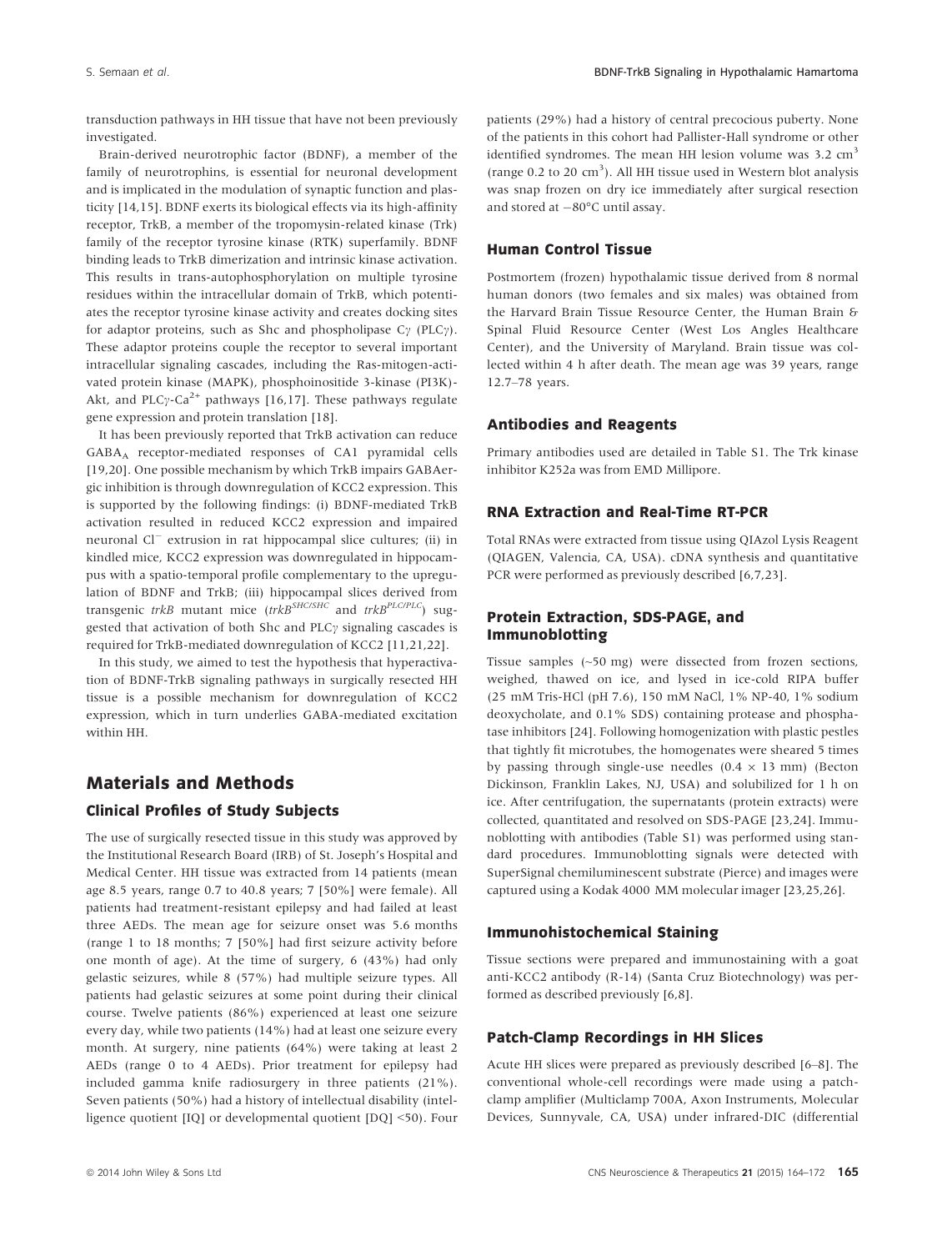transduction pathways in HH tissue that have not been previously investigated.

Brain-derived neurotrophic factor (BDNF), a member of the family of neurotrophins, is essential for neuronal development and is implicated in the modulation of synaptic function and plasticity [14,15]. BDNF exerts its biological effects via its high-affinity receptor, TrkB, a member of the tropomysin-related kinase (Trk) family of the receptor tyrosine kinase (RTK) superfamily. BDNF binding leads to TrkB dimerization and intrinsic kinase activation. This results in trans-autophosphorylation on multiple tyrosine residues within the intracellular domain of TrkB, which potentiates the receptor tyrosine kinase activity and creates docking sites for adaptor proteins, such as Shc and phospholipase Cγ (PLCγ). These adaptor proteins couple the receptor to several important intracellular signaling cascades, including the Ras-mitogen-activated protein kinase (MAPK), phosphoinositide 3-kinase (PI3K)-Akt, and PLCγ-$Ca^{2+}$ pathways [16,17]. These pathways regulate gene expression and protein translation [18].

It has been previously reported that TrkB activation can reduce $GABA_A$ receptor-mediated responses of CA1 pyramidal cells [19,20]. One possible mechanism by which TrkB impairs GABAergic inhibition is through downregulation of KCC2 expression. This is supported by the following findings: (i) BDNF-mediated TrkB activation resulted in reduced KCC2 expression and impaired neuronal $Cl^-$ extrusion in rat hippocampal slice cultures; (ii) in kindled mice, KCC2 expression was downregulated in hippocampus with a spatio-temporal profile complementary to the upregulation of BDNF and TrkB; (iii) hippocampal slices derived from transgenic *trkB* mutant mice (*trkB*$^{SHC/SHC}$ and *trkB*$^{PLC/PLC}$) suggested that activation of both Shc and PLCγ signaling cascades is required for TrkB-mediated downregulation of KCC2 [11,21,22].

In this study, we aimed to test the hypothesis that hyperactivation of BDNF-TrkB signaling pathways in surgically resected HH tissue is a possible mechanism for downregulation of KCC2 expression, which in turn underlies GABA-mediated excitation within HH.

## Materials and Methods

### Clinical Profiles of Study Subjects

The use of surgically resected tissue in this study was approved by the Institutional Research Board (IRB) of St. Joseph's Hospital and Medical Center. HH tissue was extracted from 14 patients (mean age 8.5 years, range 0.7 to 40.8 years; 7 [50%] were female). All patients had treatment-resistant epilepsy and had failed at least three AEDs. The mean age for seizure onset was 5.6 months (range 1 to 18 months; 7 [50%] had first seizure activity before one month of age). At the time of surgery, 6 (43%) had only gelastic seizures, while 8 (57%) had multiple seizure types. All patients had gelastic seizures at some point during their clinical course. Twelve patients (86%) experienced at least one seizure every day, while two patients (14%) had at least one seizure every month. At surgery, nine patients (64%) were taking at least 2 AEDs (range 0 to 4 AEDs). Prior treatment for epilepsy had included gamma knife radiosurgery in three patients (21%). Seven patients (50%) had a history of intellectual disability (intelligence quotient [IQ] or developmental quotient [DQ] <50). Four patients (29%) had a history of central precocious puberty. None of the patients in this cohort had Pallister-Hall syndrome or other identified syndromes. The mean HH lesion volume was 3.2 $cm^3$ (range 0.2 to 20 $cm^3$). All HH tissue used in Western blot analysis was snap frozen on dry ice immediately after surgical resection and stored at −80°C until assay.

### Human Control Tissue

Postmortem (frozen) hypothalamic tissue derived from 8 normal human donors (two females and six males) was obtained from the Harvard Brain Tissue Resource Center, the Human Brain & Spinal Fluid Resource Center (West Los Angles Healthcare Center), and the University of Maryland. Brain tissue was collected within 4 h after death. The mean age was 39 years, range 12.7–78 years.

### Antibodies and Reagents

Primary antibodies used are detailed in Table S1. The Trk kinase inhibitor K252a was from EMD Millipore.

### RNA Extraction and Real-Time RT-PCR

Total RNAs were extracted from tissue using QIAzol Lysis Reagent (QIAGEN, Valencia, CA, USA). cDNA synthesis and quantitative PCR were performed as previously described [6,7,23].

### Protein Extraction, SDS-PAGE, and Immunoblotting

Tissue samples (~50 mg) were dissected from frozen sections, weighed, thawed on ice, and lysed in ice-cold RIPA buffer (25 mM Tris-HCl (pH 7.6), 150 mM NaCl, 1% NP-40, 1% sodium deoxycholate, and 0.1% SDS) containing protease and phosphatase inhibitors [24]. Following homogenization with plastic pestles that tightly fit microtubes, the homogenates were sheared 5 times by passing through single-use needles (0.4 × 13 mm) (Becton Dickinson, Franklin Lakes, NJ, USA) and solubilized for 1 h on ice. After centrifugation, the supernatants (protein extracts) were collected, quantitated and resolved on SDS-PAGE [23,24]. Immunoblotting with antibodies (Table S1) was performed using standard procedures. Immunoblotting signals were detected with SuperSignal chemiluminescent substrate (Pierce) and images were captured using a Kodak 4000 MM molecular imager [23,25,26].

### Immunohistochemical Staining

Tissue sections were prepared and immunostaining with a goat anti-KCC2 antibody (R-14) (Santa Cruz Biotechnology) was performed as described previously [6,8].

### Patch-Clamp Recordings in HH Slices

Acute HH slices were prepared as previously described [6–8]. The conventional whole-cell recordings were made using a patch-clamp amplifier (Multiclamp 700A, Axon Instruments, Molecular Devices, Sunnyvale, CA, USA) under infrared-DIC (differential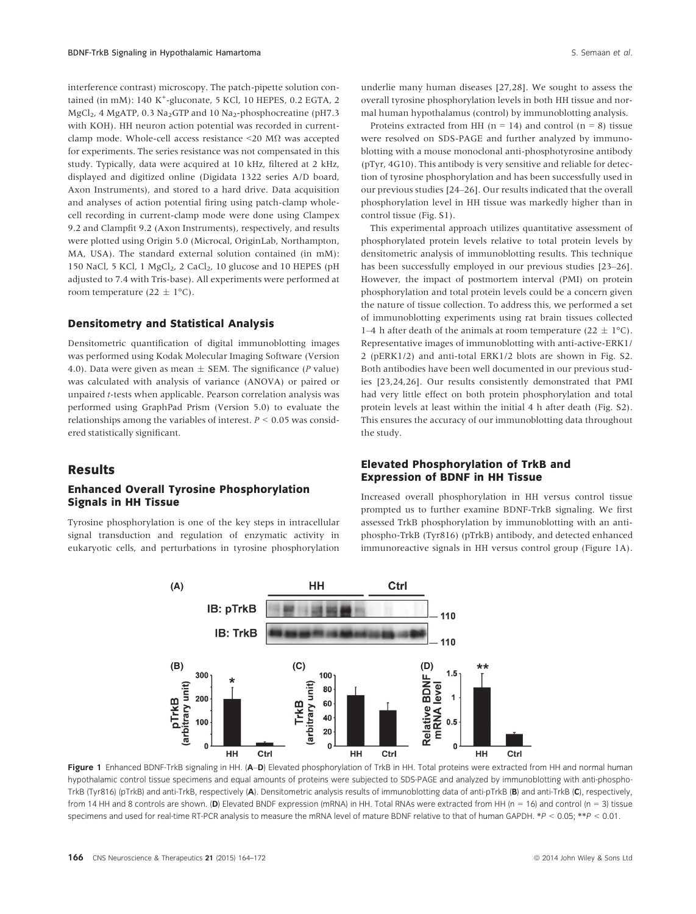interference contrast) microscopy. The patch-pipette solution contained (in mM): 140 $K^+$-gluconate, 5 KCl, 10 HEPES, 0.2 EGTA, 2 $MgCl_2$, 4 MgATP, 0.3 $Na_2GTP$ and 10 $Na_2$-phosphocreatine (pH7.3 with KOH). HH neuron action potential was recorded in current-clamp mode. Whole-cell access resistance <20 MΩ was accepted for experiments. The series resistance was not compensated in this study. Typically, data were acquired at 10 kHz, filtered at 2 kHz, displayed and digitized online (Digidata 1322 series A/D board, Axon Instruments), and stored to a hard drive. Data acquisition and analyses of action potential firing using patch-clamp whole-cell recording in current-clamp mode were done using Clampex 9.2 and Clampfit 9.2 (Axon Instruments), respectively, and results were plotted using Origin 5.0 (Microcal, OriginLab, Northampton, MA, USA). The standard external solution contained (in mM): 150 NaCl, 5 KCl, 1 $MgCl_2$, 2 $CaCl_2$, 10 glucose and 10 HEPES (pH adjusted to 7.4 with Tris-base). All experiments were performed at room temperature (22 ± 1°C).

### Densitometry and Statistical Analysis

Densitometric quantification of digital immunoblotting images was performed using Kodak Molecular Imaging Software (Version 4.0). Data were given as mean ± SEM. The significance (*P* value) was calculated with analysis of variance (ANOVA) or paired or unpaired *t*-tests when applicable. Pearson correlation analysis was performed using GraphPad Prism (Version 5.0) to evaluate the relationships among the variables of interest. $P < 0.05$ was considered statistically significant.

## Results

### Enhanced Overall Tyrosine Phosphorylation Signals in HH Tissue

Tyrosine phosphorylation is one of the key steps in intracellular signal transduction and regulation of enzymatic activity in eukaryotic cells, and perturbations in tyrosine phosphorylation underlie many human diseases [27,28]. We sought to assess the overall tyrosine phosphorylation levels in both HH tissue and normal human hypothalamus (control) by immunoblotting analysis.

Proteins extracted from HH (n = 14) and control (n = 8) tissue were resolved on SDS-PAGE and further analyzed by immunoblotting with a mouse monoclonal anti-phosphotyrosine antibody (pTyr, 4G10). This antibody is very sensitive and reliable for detection of tyrosine phosphorylation and has been successfully used in our previous studies [24–26]. Our results indicated that the overall phosphorylation level in HH tissue was markedly higher than in control tissue (Fig. S1).

This experimental approach utilizes quantitative assessment of phosphorylated protein levels relative to total protein levels by densitometric analysis of immunoblotting results. This technique has been successfully employed in our previous studies [23–26]. However, the impact of postmortem interval (PMI) on protein phosphorylation and total protein levels could be a concern given the nature of tissue collection. To address this, we performed a set of immunoblotting experiments using rat brain tissues collected 1–4 h after death of the animals at room temperature (22 ± 1°C). Representative images of immunoblotting with anti-active-ERK1/2 (pERK1/2) and anti-total ERK1/2 blots are shown in Fig. S2. Both antibodies have been well documented in our previous studies [23,24,26]. Our results consistently demonstrated that PMI had very little effect on both protein phosphorylation and total protein levels at least within the initial 4 h after death (Fig. S2). This ensures the accuracy of our immunoblotting data throughout the study.

### Elevated Phosphorylation of TrkB and Expression of BDNF in HH Tissue

Increased overall phosphorylation in HH versus control tissue prompted us to further examine BDNF-TrkB signaling. We first assessed TrkB phosphorylation by immunoblotting with an anti-phospho-TrkB (Tyr816) (pTrkB) antibody, and detected enhanced immunoreactive signals in HH versus control group (Figure 1A).

**Figure 1** Enhanced BDNF-TrkB signaling in HH. (**A–D**) Elevated phosphorylation of TrkB in HH. Total proteins were extracted from HH and normal human hypothalamic control tissue specimens and equal amounts of proteins were subjected to SDS-PAGE and analyzed by immunoblotting with anti-phospho-TrkB (Tyr816) (pTrkB) and anti-TrkB, respectively (**A**). Densitometric analysis results of immunoblotting data of anti-pTrkB (**B**) and anti-TrkB (**C**), respectively, from 14 HH and 8 controls are shown. (**D**) Elevated BNDF expression (mRNA) in HH. Total RNAs were extracted from HH (n = 16) and control (n = 3) tissue specimens and used for real-time RT-PCR analysis to measure the mRNA level of mature BDNF relative to that of human GAPDH. *$P < 0.05$; **$P < 0.01$.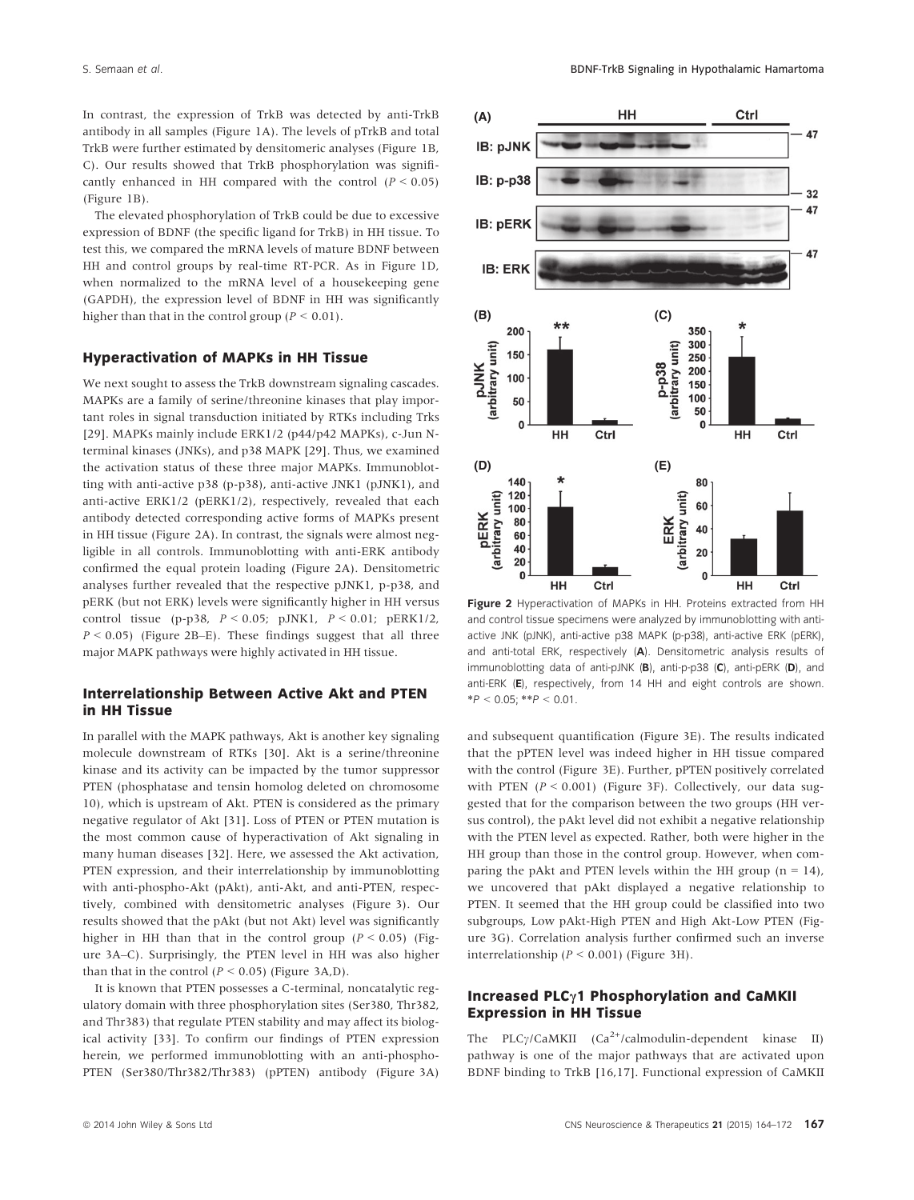In contrast, the expression of TrkB was detected by anti-TrkB antibody in all samples (Figure 1A). The levels of pTrkB and total TrkB were further estimated by densitomeric analyses (Figure 1B, C). Our results showed that TrkB phosphorylation was significantly enhanced in HH compared with the control ($P < 0.05$) (Figure 1B).

The elevated phosphorylation of TrkB could be due to excessive expression of BDNF (the specific ligand for TrkB) in HH tissue. To test this, we compared the mRNA levels of mature BDNF between HH and control groups by real-time RT-PCR. As in Figure 1D, when normalized to the mRNA level of a housekeeping gene (GAPDH), the expression level of BDNF in HH was significantly higher than that in the control group ($P < 0.01$).

### Hyperactivation of MAPKs in HH Tissue

We next sought to assess the TrkB downstream signaling cascades. MAPKs are a family of serine/threonine kinases that play important roles in signal transduction initiated by RTKs including Trks [29]. MAPKs mainly include ERK1/2 (p44/p42 MAPKs), c-Jun N-terminal kinases (JNKs), and p38 MAPK [29]. Thus, we examined the activation status of these three major MAPKs. Immunoblotting with anti-active p38 (p-p38), anti-active JNK1 (pJNK1), and anti-active ERK1/2 (pERK1/2), respectively, revealed that each antibody detected corresponding active forms of MAPKs present in HH tissue (Figure 2A). In contrast, the signals were almost negligible in all controls. Immunoblotting with anti-ERK antibody confirmed the equal protein loading (Figure 2A). Densitometric analyses further revealed that the respective pJNK1, p-p38, and pERK (but not ERK) levels were significantly higher in HH versus control tissue (p-p38, $P < 0.05$; pJNK1, $P < 0.01$; pERK1/2, $P < 0.05$) (Figure 2B–E). These findings suggest that all three major MAPK pathways were highly activated in HH tissue.

Figure 2 Hyperactivation of MAPKs in HH. Proteins extracted from HH and control tissue specimens were analyzed by immunoblotting with anti-active JNK (pJNK), anti-active p38 MAPK (p-p38), anti-active ERK (pERK), and anti-total ERK, respectively (**A**). Densitometric analysis results of immunoblotting data of anti-pJNK (**B**), anti-p-p38 (**C**), anti-pERK (**D**), and anti-ERK (**E**), respectively, from 14 HH and eight controls are shown. \*$P < 0.05$; \*\*$P < 0.01$.

### Interrelationship Between Active Akt and PTEN in HH Tissue

In parallel with the MAPK pathways, Akt is another key signaling molecule downstream of RTKs [30]. Akt is a serine/threonine kinase and its activity can be impacted by the tumor suppressor PTEN (phosphatase and tensin homolog deleted on chromosome 10), which is upstream of Akt. PTEN is considered as the primary negative regulator of Akt [31]. Loss of PTEN or PTEN mutation is the most common cause of hyperactivation of Akt signaling in many human diseases [32]. Here, we assessed the Akt activation, PTEN expression, and their interrelationship by immunoblotting with anti-phospho-Akt (pAkt), anti-Akt, and anti-PTEN, respectively, combined with densitometric analyses (Figure 3). Our results showed that the pAkt (but not Akt) level was significantly higher in HH than that in the control group ($P < 0.05$) (Figure 3A–C). Surprisingly, the PTEN level in HH was also higher than that in the control ($P < 0.05$) (Figure 3A,D).

It is known that PTEN possesses a C-terminal, noncatalytic regulatory domain with three phosphorylation sites (Ser380, Thr382, and Thr383) that regulate PTEN stability and may affect its biological activity [33]. To confirm our findings of PTEN expression herein, we performed immunoblotting with an anti-phospho-PTEN (Ser380/Thr382/Thr383) (pPTEN) antibody (Figure 3A) and subsequent quantification (Figure 3E). The results indicated that the pPTEN level was indeed higher in HH tissue compared with the control (Figure 3E). Further, pPTEN positively correlated with PTEN ($P < 0.001$) (Figure 3F). Collectively, our data suggested that for the comparison between the two groups (HH versus control), the pAkt level did not exhibit a negative relationship with the PTEN level as expected. Rather, both were higher in the HH group than those in the control group. However, when comparing the pAkt and PTEN levels within the HH group (n = 14), we uncovered that pAkt displayed a negative relationship to PTEN. It seemed that the HH group could be classified into two subgroups, Low pAkt-High PTEN and High Akt-Low PTEN (Figure 3G). Correlation analysis further confirmed such an inverse interrelationship ($P < 0.001$) (Figure 3H).

### Increased PLCγ1 Phosphorylation and CaMKII Expression in HH Tissue

The PLCγ/CaMKII ($Ca^{2+}$/calmodulin-dependent kinase II) pathway is one of the major pathways that are activated upon BDNF binding to TrkB [16,17]. Functional expression of CaMKII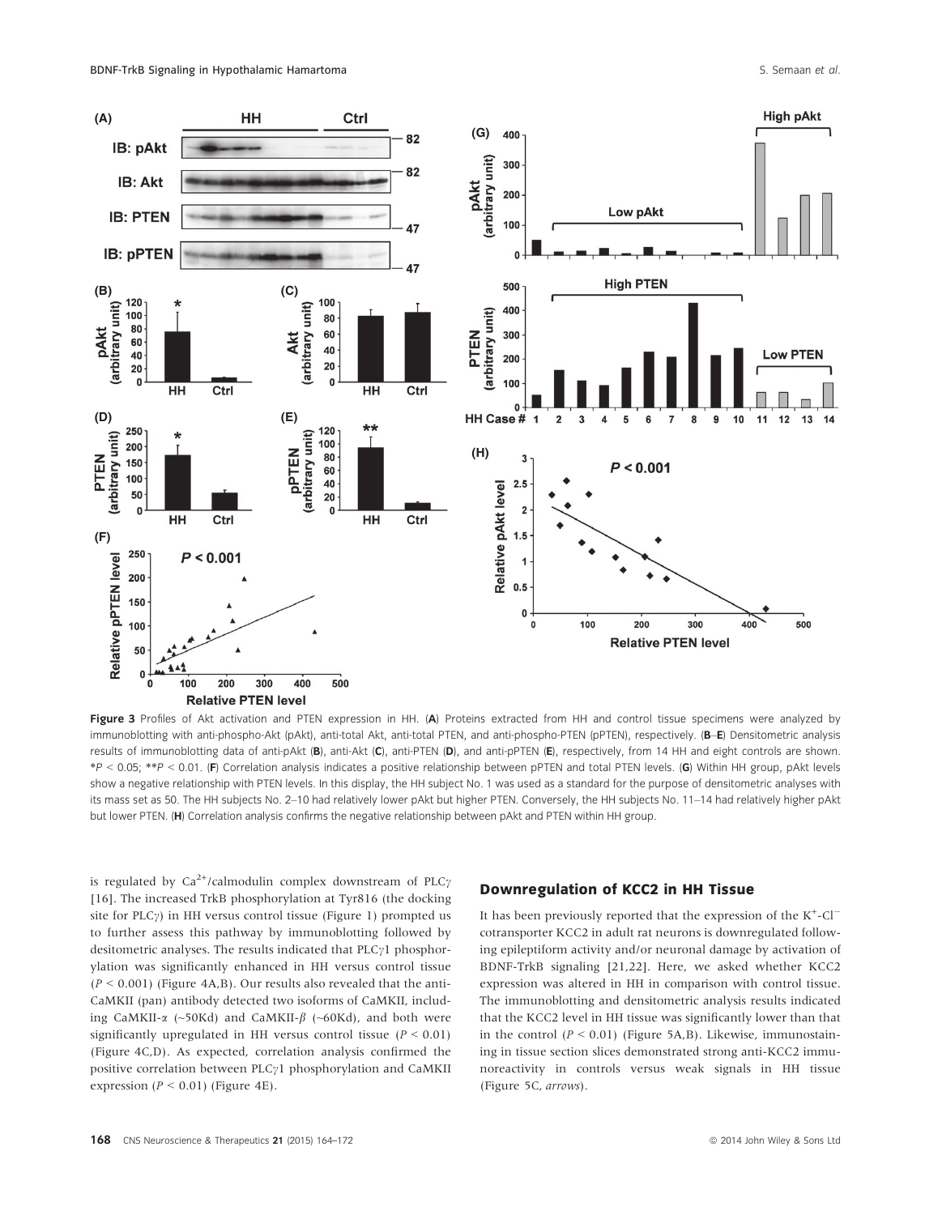Figure 3 Profiles of Akt activation and PTEN expression in HH. (**A**) Proteins extracted from HH and control tissue specimens were analyzed by immunoblotting with anti-phospho-Akt (pAkt), anti-total Akt, anti-total PTEN, and anti-phospho-PTEN (pPTEN), respectively. (**B**–**E**) Densitometric analysis results of immunoblotting data of anti-pAkt (**B**), anti-Akt (**C**), anti-PTEN (**D**), and anti-pPTEN (**E**), respectively, from 14 HH and eight controls are shown. *$P < 0.05$; **$P < 0.01$. (**F**) Correlation analysis indicates a positive relationship between pPTEN and total PTEN levels. (**G**) Within HH group, pAkt levels show a negative relationship with PTEN levels. In this display, the HH subject No. 1 was used as a standard for the purpose of densitometric analyses with its mass set as 50. The HH subjects No. 2–10 had relatively lower pAkt but higher PTEN. Conversely, the HH subjects No. 11–14 had relatively higher pAkt but lower PTEN. (**H**) Correlation analysis confirms the negative relationship between pAkt and PTEN within HH group.

is regulated by $Ca^{2+}$/calmodulin complex downstream of PLC$\gamma$ [16]. The increased TrkB phosphorylation at Tyr816 (the docking site for PLC$\gamma$) in HH versus control tissue (Figure 1) prompted us to further assess this pathway by immunoblotting followed by desitometric analyses. The results indicated that PLC$\gamma$1 phosphorylation was significantly enhanced in HH versus control tissue ($P < 0.001$) (Figure 4A,B). Our results also revealed that the anti-CaMKII (pan) antibody detected two isoforms of CaMKII, including CaMKII-$\alpha$ (~50Kd) and CaMKII-$\beta$ (~60Kd), and both were significantly upregulated in HH versus control tissue ($P < 0.01$) (Figure 4C,D). As expected, correlation analysis confirmed the positive correlation between PLC$\gamma$1 phosphorylation and CaMKII expression ($P < 0.01$) (Figure 4E).

## Downregulation of KCC2 in HH Tissue

It has been previously reported that the expression of the $K^{+}$-$Cl^{-}$ cotransporter KCC2 in adult rat neurons is downregulated following epileptiform activity and/or neuronal damage by activation of BDNF-TrkB signaling [21,22]. Here, we asked whether KCC2 expression was altered in HH in comparison with control tissue. The immunoblotting and densitometric analysis results indicated that the KCC2 level in HH tissue was significantly lower than that in the control ($P < 0.01$) (Figure 5A,B). Likewise, immunostaining in tissue section slices demonstrated strong anti-KCC2 immunoreactivity in controls versus weak signals in HH tissue (Figure 5C, *arrows*).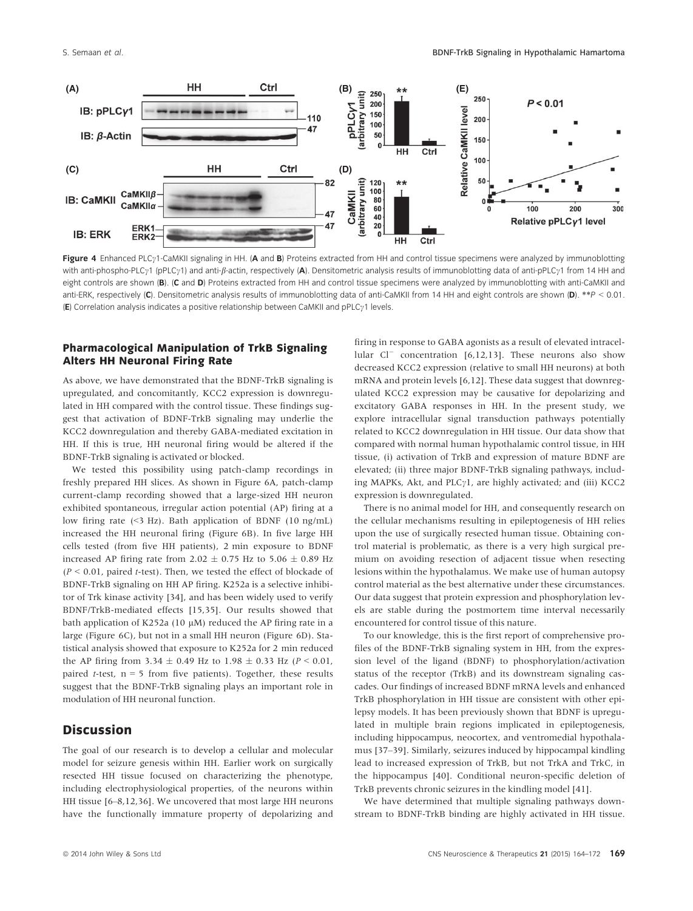**Figure 4** Enhanced PLCγ1-CaMKII signaling in HH. (**A** and **B**) Proteins extracted from HH and control tissue specimens were analyzed by immunoblotting with anti-phospho-PLCγ1 (pPLCγ1) and anti-β-actin, respectively (**A**). Densitometric analysis results of immunoblotting data of anti-pPLCγ1 from 14 HH and eight controls are shown (**B**). (**C** and **D**) Proteins extracted from HH and control tissue specimens were analyzed by immunoblotting with anti-CaMKII and anti-ERK, respectively (**C**). Densitometric analysis results of immunoblotting data of anti-CaMKII from 14 HH and eight controls are shown (**D**). **$P < 0.01$. (**E**) Correlation analysis indicates a positive relationship between CaMKII and pPLCγ1 levels.

### Pharmacological Manipulation of TrkB Signaling Alters HH Neuronal Firing Rate

As above, we have demonstrated that the BDNF-TrkB signaling is upregulated, and concomitantly, KCC2 expression is downregulated in HH compared with the control tissue. These findings suggest that activation of BDNF-TrkB signaling may underlie the KCC2 downregulation and thereby GABA-mediated excitation in HH. If this is true, HH neuronal firing would be altered if the BDNF-TrkB signaling is activated or blocked.

We tested this possibility using patch-clamp recordings in freshly prepared HH slices. As shown in Figure 6A, patch-clamp current-clamp recording showed that a large-sized HH neuron exhibited spontaneous, irregular action potential (AP) firing at a low firing rate (<3 Hz). Bath application of BDNF (10 ng/mL) increased the HH neuronal firing (Figure 6B). In five large HH cells tested (from five HH patients), 2 min exposure to BDNF increased AP firing rate from $2.02 \pm 0.75$ Hz to $5.06 \pm 0.89$ Hz ($P < 0.01$, paired *t*-test). Then, we tested the effect of blockade of BDNF-TrkB signaling on HH AP firing. K252a is a selective inhibitor of Trk kinase activity [34], and has been widely used to verify BDNF/TrkB-mediated effects [15,35]. Our results showed that bath application of K252a (10 μM) reduced the AP firing rate in a large (Figure 6C), but not in a small HH neuron (Figure 6D). Statistical analysis showed that exposure to K252a for 2 min reduced the AP firing from $3.34 \pm 0.49$ Hz to $1.98 \pm 0.33$ Hz ($P < 0.01$, paired *t*-test, n = 5 from five patients). Together, these results suggest that the BDNF-TrkB signaling plays an important role in modulation of HH neuronal function.

## Discussion

The goal of our research is to develop a cellular and molecular model for seizure genesis within HH. Earlier work on surgically resected HH tissue focused on characterizing the phenotype, including electrophysiological properties, of the neurons within HH tissue [6–8,12,36]. We uncovered that most large HH neurons have the functionally immature property of depolarizing and firing in response to GABA agonists as a result of elevated intracellular $Cl^-$ concentration [6,12,13]. These neurons also show decreased KCC2 expression (relative to small HH neurons) at both mRNA and protein levels [6,12]. These data suggest that downregulated KCC2 expression may be causative for depolarizing and excitatory GABA responses in HH. In the present study, we explore intracellular signal transduction pathways potentially related to KCC2 downregulation in HH tissue. Our data show that compared with normal human hypothalamic control tissue, in HH tissue, (i) activation of TrkB and expression of mature BDNF are elevated; (ii) three major BDNF-TrkB signaling pathways, including MAPKs, Akt, and PLCγ1, are highly activated; and (iii) KCC2 expression is downregulated.

There is no animal model for HH, and consequently research on the cellular mechanisms resulting in epileptogenesis of HH relies upon the use of surgically resected human tissue. Obtaining control material is problematic, as there is a very high surgical premium on avoiding resection of adjacent tissue when resecting lesions within the hypothalamus. We make use of human autopsy control material as the best alternative under these circumstances. Our data suggest that protein expression and phosphorylation levels are stable during the postmortem time interval necessarily encountered for control tissue of this nature.

To our knowledge, this is the first report of comprehensive profiles of the BDNF-TrkB signaling system in HH, from the expression level of the ligand (BDNF) to phosphorylation/activation status of the receptor (TrkB) and its downstream signaling cascades. Our findings of increased BDNF mRNA levels and enhanced TrkB phosphorylation in HH tissue are consistent with other epilepsy models. It has been previously shown that BDNF is upregulated in multiple brain regions implicated in epileptogenesis, including hippocampus, neocortex, and ventromedial hypothalamus [37–39]. Similarly, seizures induced by hippocampal kindling lead to increased expression of TrkB, but not TrkA and TrkC, in the hippocampus [40]. Conditional neuron-specific deletion of TrkB prevents chronic seizures in the kindling model [41].

We have determined that multiple signaling pathways downstream to BDNF-TrkB binding are highly activated in HH tissue.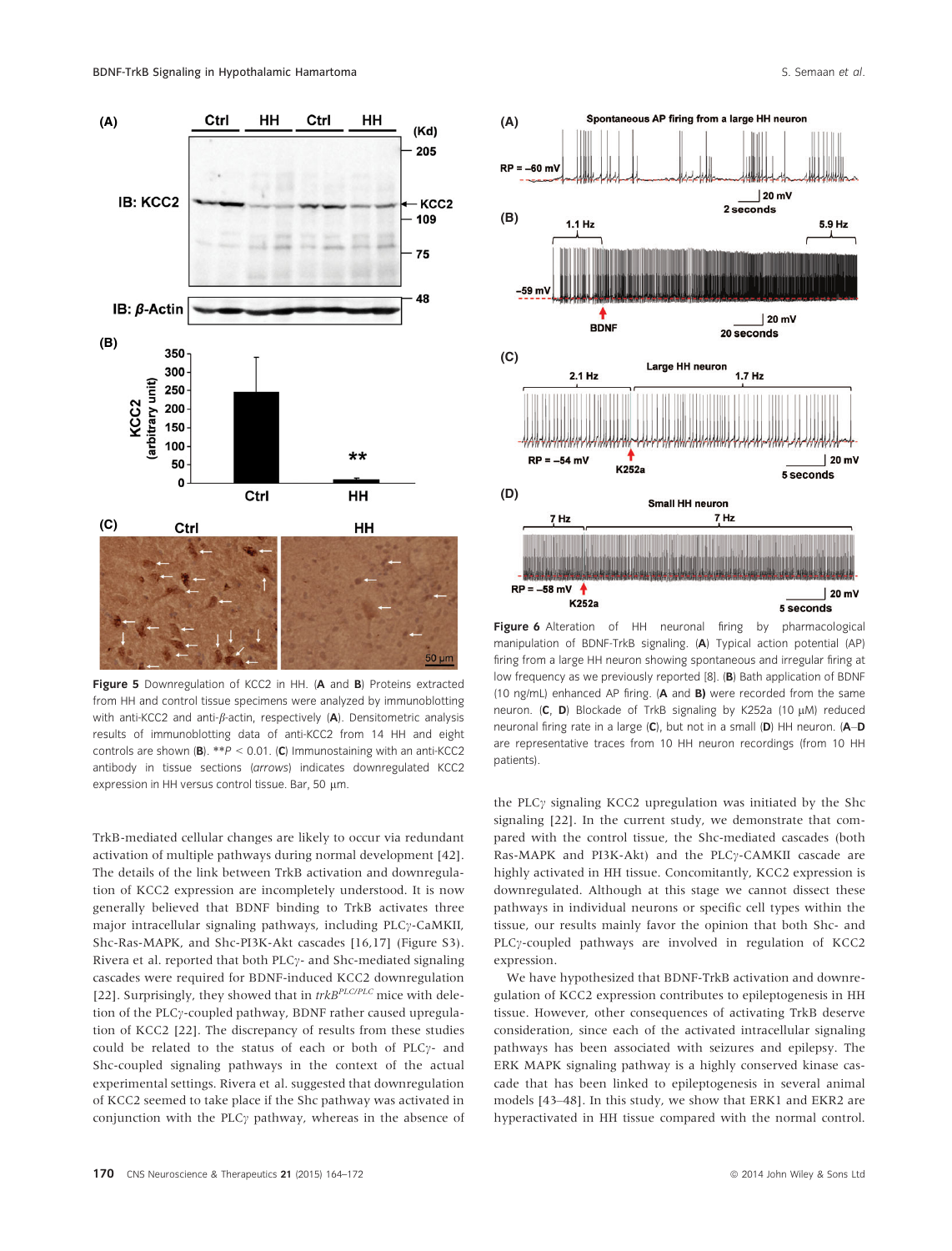**Figure 5** Downregulation of KCC2 in HH. (**A** and **B**) Proteins extracted from HH and control tissue specimens were analyzed by immunoblotting with anti-KCC2 and anti-$\beta$-actin, respectively (**A**). Densitometric analysis results of immunoblotting data of anti-KCC2 from 14 HH and eight controls are shown (**B**). $^{**}P < 0.01$. (**C**) Immunostaining with an anti-KCC2 antibody in tissue sections (*arrows*) indicates downregulated KCC2 expression in HH versus control tissue. Bar, 50 μm.

**Figure 6** Alteration of HH neuronal firing by pharmacological manipulation of BDNF-TrkB signaling. (**A**) Typical action potential (AP) firing from a large HH neuron showing spontaneous and irregular firing at low frequency as we previously reported [8]. (**B**) Bath application of BDNF (10 ng/mL) enhanced AP firing. (**A** and **B**) were recorded from the same neuron. (**C**, **D**) Blockade of TrkB signaling by K252a (10 μM) reduced neuronal firing rate in a large (**C**), but not in a small (**D**) HH neuron. (**A**–**D** are representative traces from 10 HH neuron recordings (from 10 HH patients).

TrkB-mediated cellular changes are likely to occur via redundant activation of multiple pathways during normal development [42]. The details of the link between TrkB activation and downregulation of KCC2 expression are incompletely understood. It is now generally believed that BDNF binding to TrkB activates three major intracellular signaling pathways, including PLC$\gamma$-CaMKII, Shc-Ras-MAPK, and Shc-PI3K-Akt cascades [16,17] (Figure S3). Rivera et al. reported that both PLC$\gamma$- and Shc-mediated signaling cascades were required for BDNF-induced KCC2 downregulation [22]. Surprisingly, they showed that in *trkB*$^{PLC/PLC}$ mice with deletion of the PLC$\gamma$-coupled pathway, BDNF rather caused upregulation of KCC2 [22]. The discrepancy of results from these studies could be related to the status of each or both of PLC$\gamma$- and Shc-coupled signaling pathways in the context of the actual experimental settings. Rivera et al. suggested that downregulation of KCC2 seemed to take place if the Shc pathway was activated in conjunction with the PLC$\gamma$ pathway, whereas in the absence of the PLC$\gamma$ signaling KCC2 upregulation was initiated by the Shc signaling [22]. In the current study, we demonstrate that compared with the control tissue, the Shc-mediated cascades (both Ras-MAPK and PI3K-Akt) and the PLC$\gamma$-CAMKII cascade are highly activated in HH tissue. Concomitantly, KCC2 expression is downregulated. Although at this stage we cannot dissect these pathways in individual neurons or specific cell types within the tissue, our results mainly favor the opinion that both Shc- and PLC$\gamma$-coupled pathways are involved in regulation of KCC2 expression.

We have hypothesized that BDNF-TrkB activation and downregulation of KCC2 expression contributes to epileptogenesis in HH tissue. However, other consequences of activating TrkB deserve consideration, since each of the activated intracellular signaling pathways has been associated with seizures and epilepsy. The ERK MAPK signaling pathway is a highly conserved kinase cascade that has been linked to epileptogenesis in several animal models [43–48]. In this study, we show that ERK1 and EKR2 are hyperactivated in HH tissue compared with the normal control.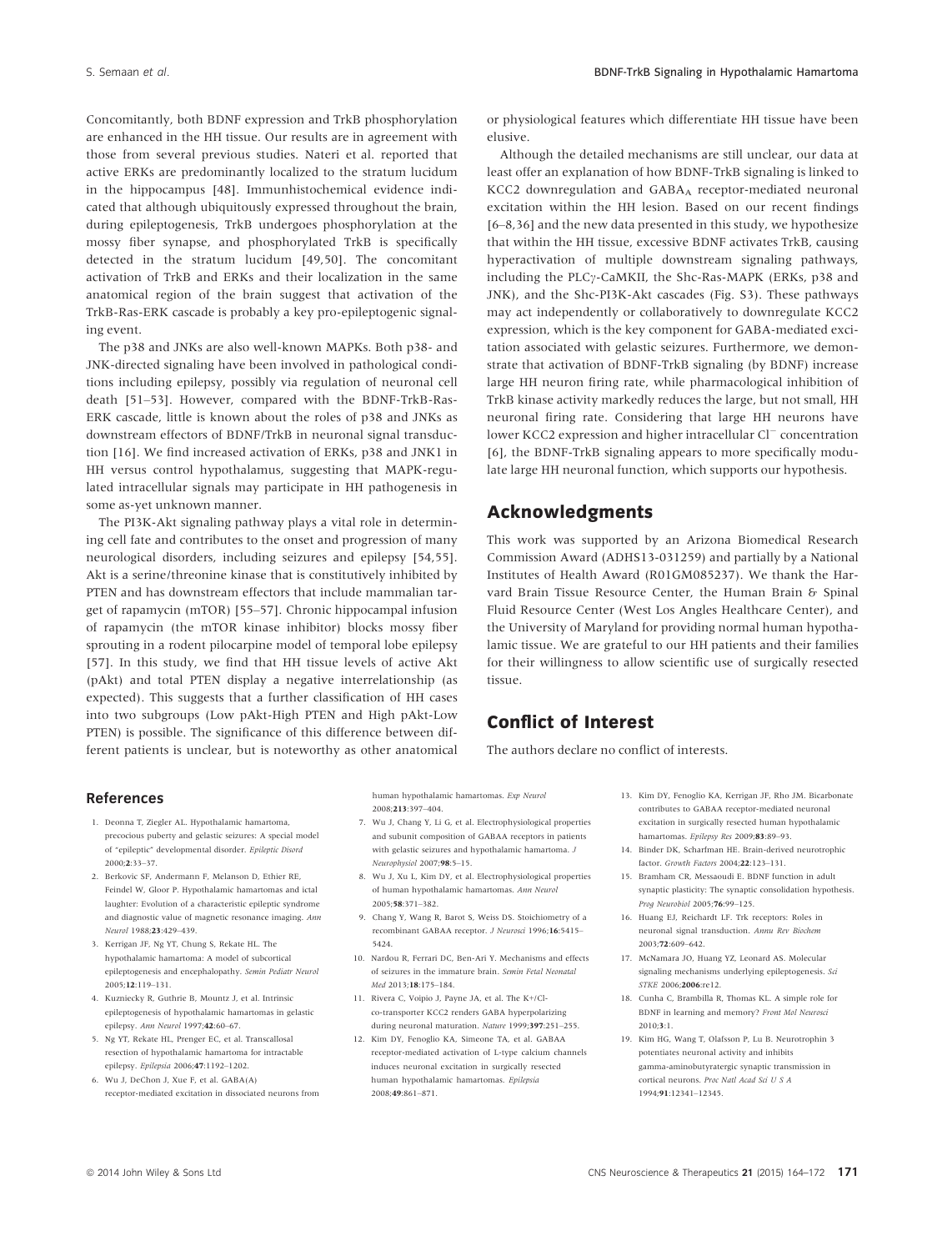Concomitantly, both BDNF expression and TrkB phosphorylation are enhanced in the HH tissue. Our results are in agreement with those from several previous studies. Nateri et al. reported that active ERKs are predominantly localized to the stratum lucidum in the hippocampus [48]. Immunhistochemical evidence indicated that although ubiquitously expressed throughout the brain, during epileptogenesis, TrkB undergoes phosphorylation at the mossy fiber synapse, and phosphorylated TrkB is specifically detected in the stratum lucidum [49,50]. The concomitant activation of TrkB and ERKs and their localization in the same anatomical region of the brain suggest that activation of the TrkB-Ras-ERK cascade is probably a key pro-epileptogenic signaling event.

The p38 and JNKs are also well-known MAPKs. Both p38- and JNK-directed signaling have been involved in pathological conditions including epilepsy, possibly via regulation of neuronal cell death [51–53]. However, compared with the BDNF-TrkB-Ras-ERK cascade, little is known about the roles of p38 and JNKs as downstream effectors of BDNF/TrkB in neuronal signal transduction [16]. We find increased activation of ERKs, p38 and JNK1 in HH versus control hypothalamus, suggesting that MAPK-regulated intracellular signals may participate in HH pathogenesis in some as-yet unknown manner.

The PI3K-Akt signaling pathway plays a vital role in determining cell fate and contributes to the onset and progression of many neurological disorders, including seizures and epilepsy [54,55]. Akt is a serine/threonine kinase that is constitutively inhibited by PTEN and has downstream effectors that include mammalian target of rapamycin (mTOR) [55–57]. Chronic hippocampal infusion of rapamycin (the mTOR kinase inhibitor) blocks mossy fiber sprouting in a rodent pilocarpine model of temporal lobe epilepsy [57]. In this study, we find that HH tissue levels of active Akt (pAkt) and total PTEN display a negative interrelationship (as expected). This suggests that a further classification of HH cases into two subgroups (Low pAkt-High PTEN and High pAkt-Low PTEN) is possible. The significance of this difference between different patients is unclear, but is noteworthy as other anatomical or physiological features which differentiate HH tissue have been elusive.

Although the detailed mechanisms are still unclear, our data at least offer an explanation of how BDNF-TrkB signaling is linked to KCC2 downregulation and $GABA_A$ receptor-mediated neuronal excitation within the HH lesion. Based on our recent findings [6–8,36] and the new data presented in this study, we hypothesize that within the HH tissue, excessive BDNF activates TrkB, causing hyperactivation of multiple downstream signaling pathways, including the PLC$\gamma$-CaMKII, the Shc-Ras-MAPK (ERKs, p38 and JNK), and the Shc-PI3K-Akt cascades (Fig. S3). These pathways may act independently or collaboratively to downregulate KCC2 expression, which is the key component for GABA-mediated excitation associated with gelastic seizures. Furthermore, we demonstrate that activation of BDNF-TrkB signaling (by BDNF) increase large HH neuron firing rate, while pharmacological inhibition of TrkB kinase activity markedly reduces the large, but not small, HH neuronal firing rate. Considering that large HH neurons have lower KCC2 expression and higher intracellular $Cl^-$ concentration [6], the BDNF-TrkB signaling appears to more specifically modulate large HH neuronal function, which supports our hypothesis.

## Acknowledgments

This work was supported by an Arizona Biomedical Research Commission Award (ADHS13-031259) and partially by a National Institutes of Health Award (R01GM085237). We thank the Harvard Brain Tissue Resource Center, the Human Brain & Spinal Fluid Resource Center (West Los Angles Healthcare Center), and the University of Maryland for providing normal human hypothalamic tissue. We are grateful to our HH patients and their families for their willingness to allow scientific use of surgically resected tissue.

## Conflict of Interest

The authors declare no conflict of interests.

## References

1. Deonna T, Ziegler AL. Hypothalamic hamartoma, precocious puberty and gelastic seizures: A special model of "epileptic" developmental disorder. *Epileptic Disord* 2000;**2**:33–37.
2. Berkovic SF, Andermann F, Melanson D, Ethier RE, Feindel W, Gloor P. Hypothalamic hamartomas and ictal laughter: Evolution of a characteristic epileptic syndrome and diagnostic value of magnetic resonance imaging. *Ann Neurol* 1988;**23**:429–439.
3. Kerrigan JF, Ng YT, Chung S, Rekate HL. The hypothalamic hamartoma: A model of subcortical epileptogenesis and encephalopathy. *Semin Pediatr Neurol* 2005;**12**:119–131.
4. Kuzniecky R, Guthrie B, Mountz J, et al. Intrinsic epileptogenesis of hypothalamic hamartomas in gelastic epilepsy. *Ann Neurol* 1997;**42**:60–67.
5. Ng YT, Rekate HL, Prenger EC, et al. Transcallosal resection of hypothalamic hamartoma for intractable epilepsy. *Epilepsia* 2006;**47**:1192–1202.
6. Wu J, DeChon J, Xue F, et al. GABA(A) receptor-mediated excitation in dissociated neurons from human hypothalamic hamartomas. *Exp Neurol* 2008;**213**:397–404.
7. Wu J, Chang Y, Li G, et al. Electrophysiological properties and subunit composition of GABAA receptors in patients with gelastic seizures and hypothalamic hamartoma. *J Neurophysiol* 2007;**98**:5–15.
8. Wu J, Xu L, Kim DY, et al. Electrophysiological properties of human hypothalamic hamartomas. *Ann Neurol* 2005;**58**:371–382.
9. Chang Y, Wang R, Barot S, Weiss DS. Stoichiometry of a recombinant GABAA receptor. *J Neurosci* 1996;**16**:5415–5424.
10. Nardou R, Ferrari DC, Ben-Ari Y. Mechanisms and effects of seizures in the immature brain. *Semin Fetal Neonatal Med* 2013;**18**:175–184.
11. Rivera C, Voipio J, Payne JA, et al. The K+/Cl- co-transporter KCC2 renders GABA hyperpolarizing during neuronal maturation. *Nature* 1999;**397**:251–255.
12. Kim DY, Fenoglio KA, Simeone TA, et al. GABAA receptor-mediated activation of L-type calcium channels induces neuronal excitation in surgically resected human hypothalamic hamartomas. *Epilepsia* 2008;**49**:861–871.
13. Kim DY, Fenoglio KA, Kerrigan JF, Rho JM. Bicarbonate contributes to GABAA receptor-mediated neuronal excitation in surgically resected human hypothalamic hamartomas. *Epilepsy Res* 2009;**83**:89–93.
14. Binder DK, Scharfman HE. Brain-derived neurotrophic factor. *Growth Factors* 2004;**22**:123–131.
15. Bramham CR, Messaoudi E. BDNF function in adult synaptic plasticity: The synaptic consolidation hypothesis. *Prog Neurobiol* 2005;**76**:99–125.
16. Huang EJ, Reichardt LF. Trk receptors: Roles in neuronal signal transduction. *Annu Rev Biochem* 2003;**72**:609–642.
17. McNamara JO, Huang YZ, Leonard AS. Molecular signaling mechanisms underlying epileptogenesis. *Sci STKE* 2006;**2006**:re12.
18. Cunha C, Brambilla R, Thomas KL. A simple role for BDNF in learning and memory? *Front Mol Neurosci* 2010;**3**:1.
19. Kim HG, Wang T, Olafsson P, Lu B. Neurotrophin 3 potentiates neuronal activity and inhibits gamma-aminobutyratergic synaptic transmission in cortical neurons. *Proc Natl Acad Sci U S A* 1994;**91**:12341–12345.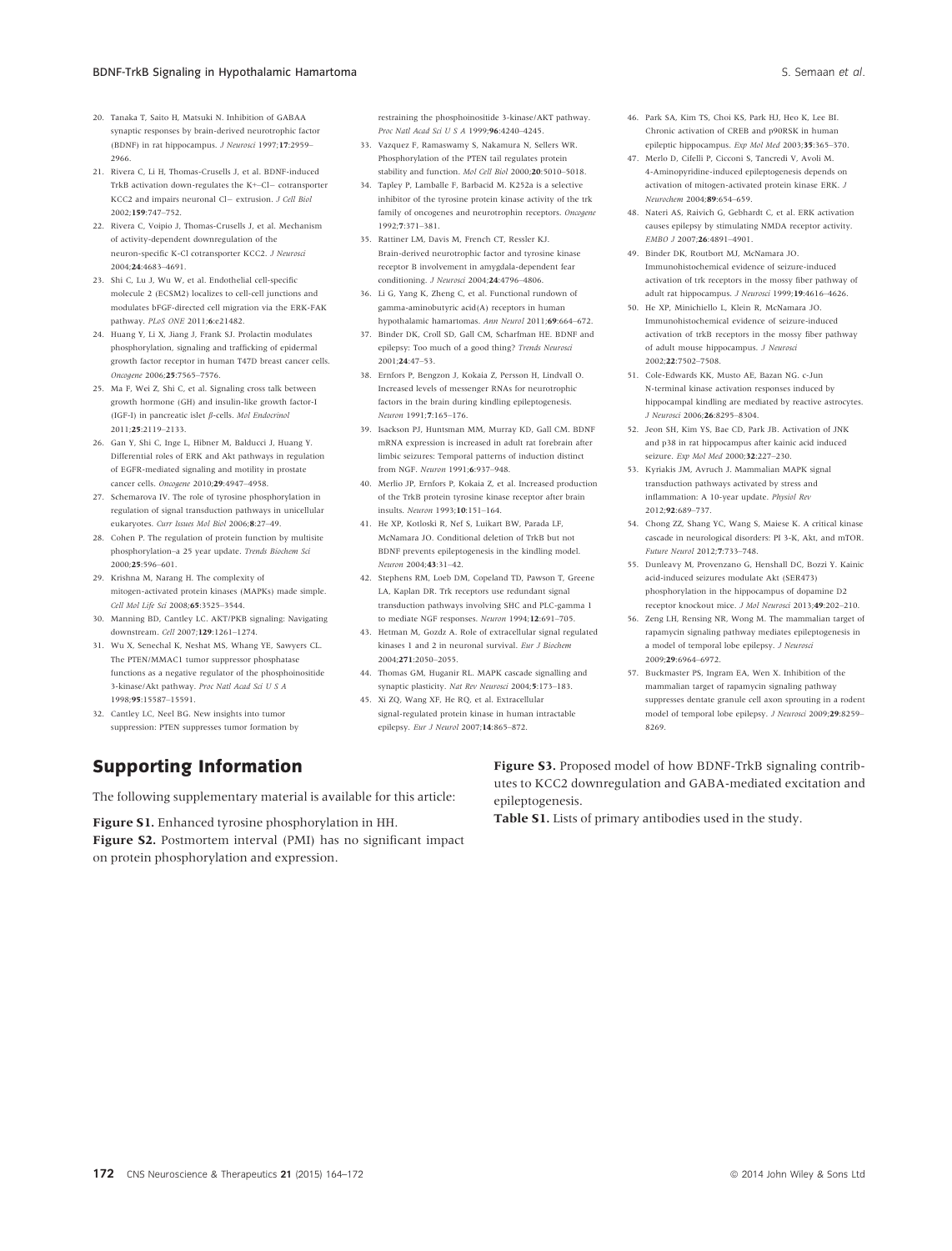20. Tanaka T, Saito H, Matsuki N. Inhibition of GABAA synaptic responses by brain-derived neurotrophic factor (BDNF) in rat hippocampus. *J Neurosci* 1997;**17**:2959–2966.
21. Rivera C, Li H, Thomas-Crusells J, et al. BDNF-induced TrkB activation down-regulates the K+–Cl– cotransporter KCC2 and impairs neuronal Cl– extrusion. *J Cell Biol* 2002;**159**:747–752.
22. Rivera C, Voipio J, Thomas-Crusells J, et al. Mechanism of activity-dependent downregulation of the neuron-specific K-Cl cotransporter KCC2. *J Neurosci* 2004;**24**:4683–4691.
23. Shi C, Lu J, Wu W, et al. Endothelial cell-specific molecule 2 (ECSM2) localizes to cell-cell junctions and modulates bFGF-directed cell migration via the ERK-FAK pathway. *PLoS ONE* 2011;**6**:e21482.
24. Huang Y, Li X, Jiang J, Frank SJ. Prolactin modulates phosphorylation, signaling and trafficking of epidermal growth factor receptor in human T47D breast cancer cells. *Oncogene* 2006;**25**:7565–7576.
25. Ma F, Wei Z, Shi C, et al. Signaling cross talk between growth hormone (GH) and insulin-like growth factor-I (IGF-I) in pancreatic islet β-cells. *Mol Endocrinol* 2011;**25**:2119–2133.
26. Gan Y, Shi C, Inge L, Hibner M, Balducci J, Huang Y. Differential roles of ERK and Akt pathways in regulation of EGFR-mediated signaling and motility in prostate cancer cells. *Oncogene* 2010;**29**:4947–4958.
27. Schemarova IV. The role of tyrosine phosphorylation in regulation of signal transduction pathways in unicellular eukaryotes. *Curr Issues Mol Biol* 2006;**8**:27–49.
28. Cohen P. The regulation of protein function by multisite phosphorylation–a 25 year update. *Trends Biochem Sci* 2000;**25**:596–601.
29. Krishna M, Narang H. The complexity of mitogen-activated protein kinases (MAPKs) made simple. *Cell Mol Life Sci* 2008;**65**:3525–3544.
30. Manning BD, Cantley LC. AKT/PKB signaling: Navigating downstream. *Cell* 2007;**129**:1261–1274.
31. Wu X, Senechal K, Neshat MS, Whang YE, Sawyers CL. The PTEN/MMAC1 tumor suppressor phosphatase functions as a negative regulator of the phosphoinositide 3-kinase/Akt pathway. *Proc Natl Acad Sci U S A* 1998;**95**:15587–15591.
32. Cantley LC, Neel BG. New insights into tumor suppression: PTEN suppresses tumor formation by restraining the phosphoinositide 3-kinase/AKT pathway. *Proc Natl Acad Sci U S A* 1999;**96**:4240–4245.
33. Vazquez F, Ramaswamy S, Nakamura N, Sellers WR. Phosphorylation of the PTEN tail regulates protein stability and function. *Mol Cell Biol* 2000;**20**:5010–5018.
34. Tapley P, Lamballe F, Barbacid M. K252a is a selective inhibitor of the tyrosine protein kinase activity of the trk family of oncogenes and neurotrophin receptors. *Oncogene* 1992;**7**:371–381.
35. Rattiner LM, Davis M, French CT, Ressler KJ. Brain-derived neurotrophic factor and tyrosine kinase receptor B involvement in amygdala-dependent fear conditioning. *J Neurosci* 2004;**24**:4796–4806.
36. Li G, Yang K, Zheng C, et al. Functional rundown of gamma-aminobutyric acid(A) receptors in human hypothalamic hamartomas. *Ann Neurol* 2011;**69**:664–672.
37. Binder DK, Croll SD, Gall CM, Scharfman HE. BDNF and epilepsy: Too much of a good thing? *Trends Neurosci* 2001;**24**:47–53.
38. Ernfors P, Bengzon J, Kokaia Z, Persson H, Lindvall O. Increased levels of messenger RNAs for neurotrophic factors in the brain during kindling epileptogenesis. *Neuron* 1991;**7**:165–176.
39. Isackson PJ, Huntsman MM, Murray KD, Gall CM. BDNF mRNA expression is increased in adult rat forebrain after limbic seizures: Temporal patterns of induction distinct from NGF. *Neuron* 1991;**6**:937–948.
40. Merlio JP, Ernfors P, Kokaia Z, et al. Increased production of the TrkB protein tyrosine kinase receptor after brain insults. *Neuron* 1993;**10**:151–164.
41. He XP, Kotloski R, Nef S, Luikart BW, Parada LF, McNamara JO. Conditional deletion of TrkB but not BDNF prevents epileptogenesis in the kindling model. *Neuron* 2004;**43**:31–42.
42. Stephens RM, Loeb DM, Copeland TD, Pawson T, Greene LA, Kaplan DR. Trk receptors use redundant signal transduction pathways involving SHC and PLC-gamma 1 to mediate NGF responses. *Neuron* 1994;**12**:691–705.
43. Hetman M, Gozdz A. Role of extracellular signal regulated kinases 1 and 2 in neuronal survival. *Eur J Biochem* 2004;**271**:2050–2055.
44. Thomas GM, Huganir RL. MAPK cascade signalling and synaptic plasticity. *Nat Rev Neurosci* 2004;**5**:173–183.
45. Xi ZQ, Wang XF, He RQ, et al. Extracellular signal-regulated protein kinase in human intractable epilepsy. *Eur J Neurol* 2007;**14**:865–872.
46. Park SA, Kim TS, Choi KS, Park HJ, Heo K, Lee BI. Chronic activation of CREB and p90RSK in human epileptic hippocampus. *Exp Mol Med* 2003;**35**:365–370.
47. Merlo D, Cifelli P, Cicconi S, Tancredi V, Avoli M. 4-Aminopyridine-induced epileptogenesis depends on activation of mitogen-activated protein kinase ERK. *J Neurochem* 2004;**89**:654–659.
48. Nateri AS, Raivich G, Gebhardt C, et al. ERK activation causes epilepsy by stimulating NMDA receptor activity. *EMBO J* 2007;**26**:4891–4901.
49. Binder DK, Routbort MJ, McNamara JO. Immunohistochemical evidence of seizure-induced activation of trk receptors in the mossy fiber pathway of adult rat hippocampus. *J Neurosci* 1999;**19**:4616–4626.
50. He XP, Minichiello L, Klein R, McNamara JO. Immunohistochemical evidence of seizure-induced activation of trkB receptors in the mossy fiber pathway of adult mouse hippocampus. *J Neurosci* 2002;**22**:7502–7508.
51. Cole-Edwards KK, Musto AE, Bazan NG. c-Jun N-terminal kinase activation responses induced by hippocampal kindling are mediated by reactive astrocytes. *J Neurosci* 2006;**26**:8295–8304.
52. Jeon SH, Kim YS, Bae CD, Park JB. Activation of JNK and p38 in rat hippocampus after kainic acid induced seizure. *Exp Mol Med* 2000;**32**:227–230.
53. Kyriakis JM, Avruch J. Mammalian MAPK signal transduction pathways activated by stress and inflammation: A 10-year update. *Physiol Rev* 2012;**92**:689–737.
54. Chong ZZ, Shang YC, Wang S, Maiese K. A critical kinase cascade in neurological disorders: PI 3-K, Akt, and mTOR. *Future Neurol* 2012;**7**:733–748.
55. Dunleavy M, Provenzano G, Henshall DC, Bozzi Y. Kainic acid-induced seizures modulate Akt (SER473) phosphorylation in the hippocampus of dopamine D2 receptor knockout mice. *J Mol Neurosci* 2013;**49**:202–210.
56. Zeng LH, Rensing NR, Wong M. The mammalian target of rapamycin signaling pathway mediates epileptogenesis in a model of temporal lobe epilepsy. *J Neurosci* 2009;**29**:6964–6972.
57. Buckmaster PS, Ingram EA, Wen X. Inhibition of the mammalian target of rapamycin signaling pathway suppresses dentate granule cell axon sprouting in a rodent model of temporal lobe epilepsy. *J Neurosci* 2009;**29**:8259–8269.

## Supporting Information

The following supplementary material is available for this article:

**Figure S1.** Enhanced tyrosine phosphorylation in HH.

**Figure S2.** Postmortem interval (PMI) has no significant impact on protein phosphorylation and expression.

**Figure S3.** Proposed model of how BDNF-TrkB signaling contributes to KCC2 downregulation and GABA-mediated excitation and epileptogenesis.

**Table S1.** Lists of primary antibodies used in the study.